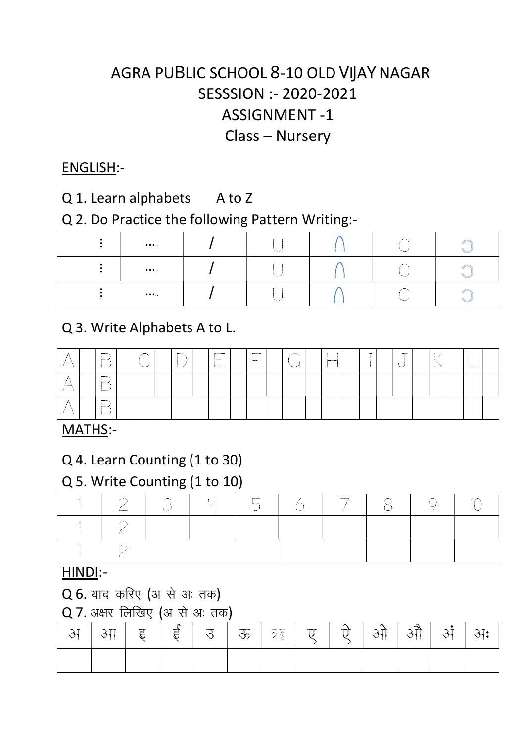# AGRA PUBLIC SCHOOL 8-10 OLD VIJAY NAGAR
## SESSSION :- 2020-2021
## ASSIGNMENT -1
## Class – Nursery

**ENGLISH**:-

Q 1. Learn alphabets A to Z

Q 2. Do Practice the following Pattern Writing:-

| ⋮ | .... | / | U | ∩ | C | Ɔ |
|---|---|---|---|---|---|---|
| ⋮ | .... | / | U | ∩ | C | Ɔ |
| ⋮ | .... | / | U | ∩ | C | Ɔ |

Q 3. Write Alphabets A to L.

| A | | B | | C | | D | | E | | F | | G | | H | | I | | J | | K | | L | |
|---|---|---|---|---|---|---|---|---|---|---|---|---|---|---|---|---|---|---|---|---|---|---|---|
| A | | B | | | | | | | | | | | | | | | | | | | | | |
| A | | B | | | | | | | | | | | | | | | | | | | | | |

**MATHS**:-

Q 4. Learn Counting (1 to 30)

Q 5. Write Counting (1 to 10)

| 1 | 2 | 3 | 4 | 5 | 6 | 7 | 8 | 9 | 10 |
|---|---|---|---|---|---|---|---|---|---|
| 1 | 2 | | | | | | | | |
| 1 | 2 | | | | | | | | |

**HINDI**:-

Q 6. याद करिए (अ से अः तक)

Q 7. अक्षर लिखिए (अ से अः तक)

| अ | आ | इ | ई | उ | ऊ | ऋ | ए | ऐ | ओ | औ | अं | अः |
|---|---|---|---|---|---|---|---|---|---|---|---|---|
| | | | | | | | | | | | | |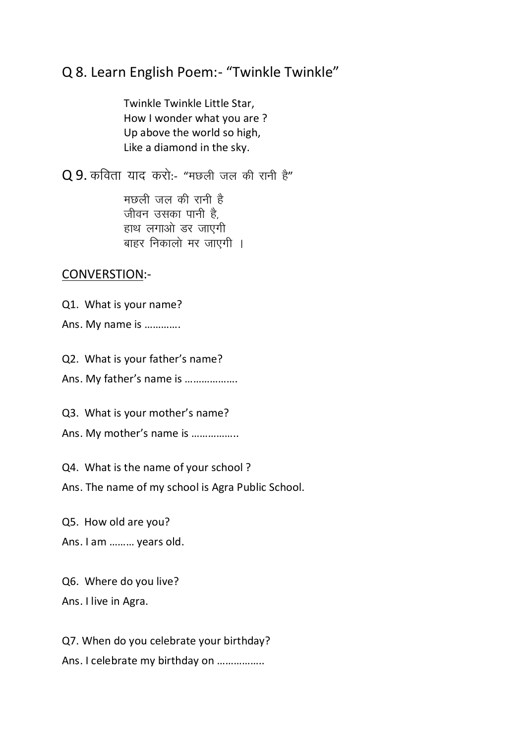## Q 8. Learn English Poem:- "Twinkle Twinkle"

Twinkle Twinkle Little Star,
How I wonder what you are ?
Up above the world so high,
Like a diamond in the sky.

## Q 9. कविता याद करो:- "मछली जल की रानी है"

मछली जल की रानी है
जीवन उसका पानी है,
हाथ लगाओ डर जाएगी
बाहर निकालो मर जाएगी ।

## <u>CONVERSTION</u>:-

Q1. What is your name?
Ans. My name is ………….

Q2. What is your father's name?
Ans. My father's name is ……………….

Q3. What is your mother's name?
Ans. My mother's name is ……………..

Q4. What is the name of your school ?
Ans. The name of my school is Agra Public School.

Q5. How old are you?
Ans. I am ……… years old.

Q6. Where do you live?
Ans. I live in Agra.

Q7. When do you celebrate your birthday?
Ans. I celebrate my birthday on ……………..